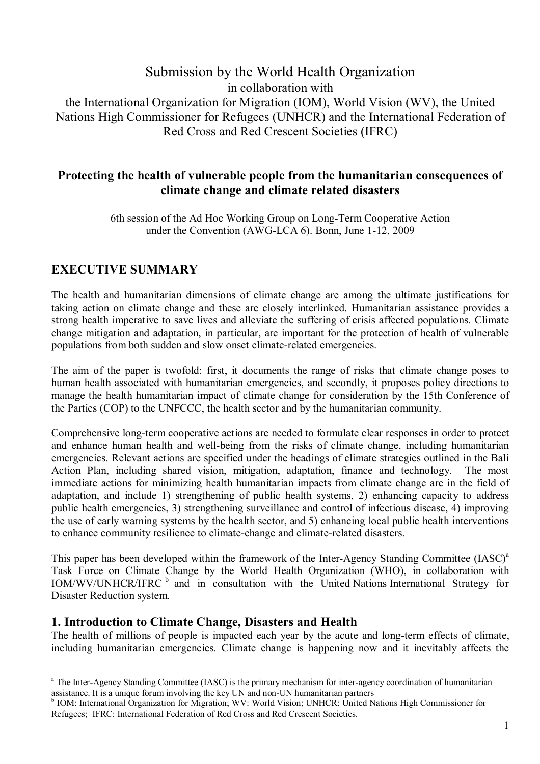Submission by the World Health Organization
in collaboration with
the International Organization for Migration (IOM), World Vision (WV), the United Nations High Commissioner for Refugees (UNHCR) and the International Federation of Red Cross and Red Crescent Societies (IFRC)

# Protecting the health of vulnerable people from the humanitarian consequences of climate change and climate related disasters

6th session of the Ad Hoc Working Group on Long-Term Cooperative Action under the Convention (AWG-LCA 6). Bonn, June 1-12, 2009

## EXECUTIVE SUMMARY

The health and humanitarian dimensions of climate change are among the ultimate justifications for taking action on climate change and these are closely interlinked. Humanitarian assistance provides a strong health imperative to save lives and alleviate the suffering of crisis affected populations. Climate change mitigation and adaptation, in particular, are important for the protection of health of vulnerable populations from both sudden and slow onset climate-related emergencies.

The aim of the paper is twofold: first, it documents the range of risks that climate change poses to human health associated with humanitarian emergencies, and secondly, it proposes policy directions to manage the health humanitarian impact of climate change for consideration by the 15th Conference of the Parties (COP) to the UNFCCC, the health sector and by the humanitarian community.

Comprehensive long-term cooperative actions are needed to formulate clear responses in order to protect and enhance human health and well-being from the risks of climate change, including humanitarian emergencies. Relevant actions are specified under the headings of climate strategies outlined in the Bali Action Plan, including shared vision, mitigation, adaptation, finance and technology. The most immediate actions for minimizing health humanitarian impacts from climate change are in the field of adaptation, and include 1) strengthening of public health systems, 2) enhancing capacity to address public health emergencies, 3) strengthening surveillance and control of infectious disease, 4) improving the use of early warning systems by the health sector, and 5) enhancing local public health interventions to enhance community resilience to climate-change and climate-related disasters.

This paper has been developed within the framework of the Inter-Agency Standing Committee (IASC)[a] Task Force on Climate Change by the World Health Organization (WHO), in collaboration with IOM/WV/UNHCR/IFRC [b] and in consultation with the United Nations International Strategy for Disaster Reduction system.

## 1. Introduction to Climate Change, Disasters and Health

The health of millions of people is impacted each year by the acute and long-term effects of climate, including humanitarian emergencies. Climate change is happening now and it inevitably affects the

[a] The Inter-Agency Standing Committee (IASC) is the primary mechanism for inter-agency coordination of humanitarian assistance. It is a unique forum involving the key UN and non-UN humanitarian partners

[b] IOM: International Organization for Migration; WV: World Vision; UNHCR: United Nations High Commissioner for Refugees; IFRC: International Federation of Red Cross and Red Crescent Societies.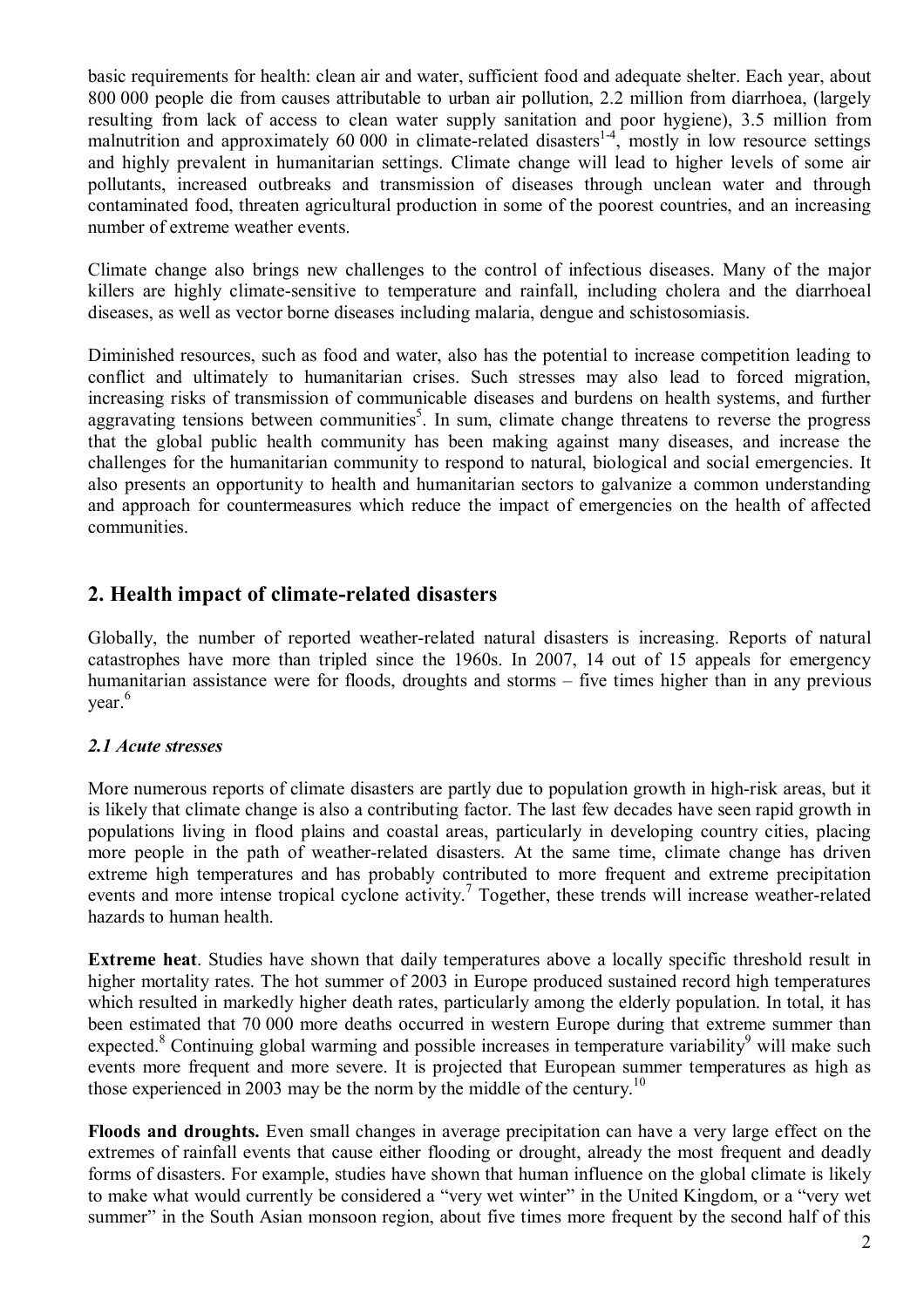basic requirements for health: clean air and water, sufficient food and adequate shelter. Each year, about 800 000 people die from causes attributable to urban air pollution, 2.2 million from diarrhoea, (largely resulting from lack of access to clean water supply sanitation and poor hygiene), 3.5 million from malnutrition and approximately 60 000 in climate-related disasters[1-4], mostly in low resource settings and highly prevalent in humanitarian settings. Climate change will lead to higher levels of some air pollutants, increased outbreaks and transmission of diseases through unclean water and through contaminated food, threaten agricultural production in some of the poorest countries, and an increasing number of extreme weather events.

Climate change also brings new challenges to the control of infectious diseases. Many of the major killers are highly climate-sensitive to temperature and rainfall, including cholera and the diarrhoeal diseases, as well as vector borne diseases including malaria, dengue and schistosomiasis.

Diminished resources, such as food and water, also has the potential to increase competition leading to conflict and ultimately to humanitarian crises. Such stresses may also lead to forced migration, increasing risks of transmission of communicable diseases and burdens on health systems, and further aggravating tensions between communities[5]. In sum, climate change threatens to reverse the progress that the global public health community has been making against many diseases, and increase the challenges for the humanitarian community to respond to natural, biological and social emergencies. It also presents an opportunity to health and humanitarian sectors to galvanize a common understanding and approach for countermeasures which reduce the impact of emergencies on the health of affected communities.

## 2. Health impact of climate-related disasters

Globally, the number of reported weather-related natural disasters is increasing. Reports of natural catastrophes have more than tripled since the 1960s. In 2007, 14 out of 15 appeals for emergency humanitarian assistance were for floods, droughts and storms – five times higher than in any previous year.[6]

### *2.1 Acute stresses*

More numerous reports of climate disasters are partly due to population growth in high-risk areas, but it is likely that climate change is also a contributing factor. The last few decades have seen rapid growth in populations living in flood plains and coastal areas, particularly in developing country cities, placing more people in the path of weather-related disasters. At the same time, climate change has driven extreme high temperatures and has probably contributed to more frequent and extreme precipitation events and more intense tropical cyclone activity.[7] Together, these trends will increase weather-related hazards to human health.

**Extreme heat**. Studies have shown that daily temperatures above a locally specific threshold result in higher mortality rates. The hot summer of 2003 in Europe produced sustained record high temperatures which resulted in markedly higher death rates, particularly among the elderly population. In total, it has been estimated that 70 000 more deaths occurred in western Europe during that extreme summer than expected.[8] Continuing global warming and possible increases in temperature variability[9] will make such events more frequent and more severe. It is projected that European summer temperatures as high as those experienced in 2003 may be the norm by the middle of the century.[10]

**Floods and droughts.** Even small changes in average precipitation can have a very large effect on the extremes of rainfall events that cause either flooding or drought, already the most frequent and deadly forms of disasters. For example, studies have shown that human influence on the global climate is likely to make what would currently be considered a "very wet winter" in the United Kingdom, or a "very wet summer" in the South Asian monsoon region, about five times more frequent by the second half of this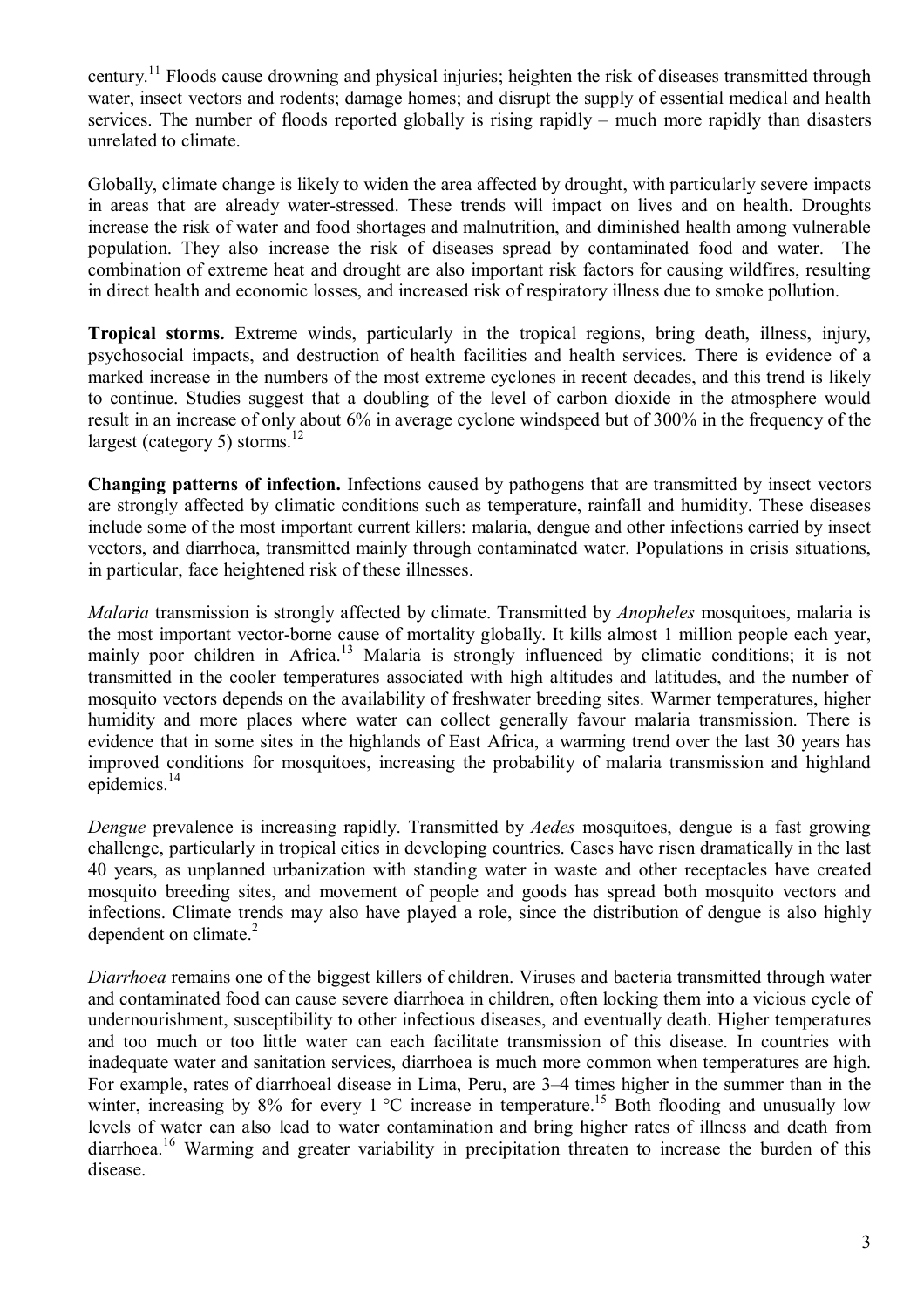century.[11] Floods cause drowning and physical injuries; heighten the risk of diseases transmitted through water, insect vectors and rodents; damage homes; and disrupt the supply of essential medical and health services. The number of floods reported globally is rising rapidly – much more rapidly than disasters unrelated to climate.

Globally, climate change is likely to widen the area affected by drought, with particularly severe impacts in areas that are already water-stressed. These trends will impact on lives and on health. Droughts increase the risk of water and food shortages and malnutrition, and diminished health among vulnerable population. They also increase the risk of diseases spread by contaminated food and water. The combination of extreme heat and drought are also important risk factors for causing wildfires, resulting in direct health and economic losses, and increased risk of respiratory illness due to smoke pollution.

**Tropical storms.** Extreme winds, particularly in the tropical regions, bring death, illness, injury, psychosocial impacts, and destruction of health facilities and health services. There is evidence of a marked increase in the numbers of the most extreme cyclones in recent decades, and this trend is likely to continue. Studies suggest that a doubling of the level of carbon dioxide in the atmosphere would result in an increase of only about 6% in average cyclone windspeed but of 300% in the frequency of the largest (category 5) storms.[12]

**Changing patterns of infection.** Infections caused by pathogens that are transmitted by insect vectors are strongly affected by climatic conditions such as temperature, rainfall and humidity. These diseases include some of the most important current killers: malaria, dengue and other infections carried by insect vectors, and diarrhoea, transmitted mainly through contaminated water. Populations in crisis situations, in particular, face heightened risk of these illnesses.

*Malaria* transmission is strongly affected by climate. Transmitted by *Anopheles* mosquitoes, malaria is the most important vector-borne cause of mortality globally. It kills almost 1 million people each year, mainly poor children in Africa.[13] Malaria is strongly influenced by climatic conditions; it is not transmitted in the cooler temperatures associated with high altitudes and latitudes, and the number of mosquito vectors depends on the availability of freshwater breeding sites. Warmer temperatures, higher humidity and more places where water can collect generally favour malaria transmission. There is evidence that in some sites in the highlands of East Africa, a warming trend over the last 30 years has improved conditions for mosquitoes, increasing the probability of malaria transmission and highland epidemics.[14]

*Dengue* prevalence is increasing rapidly. Transmitted by *Aedes* mosquitoes, dengue is a fast growing challenge, particularly in tropical cities in developing countries. Cases have risen dramatically in the last 40 years, as unplanned urbanization with standing water in waste and other receptacles have created mosquito breeding sites, and movement of people and goods has spread both mosquito vectors and infections. Climate trends may also have played a role, since the distribution of dengue is also highly dependent on climate.[2]

*Diarrhoea* remains one of the biggest killers of children. Viruses and bacteria transmitted through water and contaminated food can cause severe diarrhoea in children, often locking them into a vicious cycle of undernourishment, susceptibility to other infectious diseases, and eventually death. Higher temperatures and too much or too little water can each facilitate transmission of this disease. In countries with inadequate water and sanitation services, diarrhoea is much more common when temperatures are high. For example, rates of diarrhoeal disease in Lima, Peru, are 3–4 times higher in the summer than in the winter, increasing by 8% for every 1 °C increase in temperature.[15] Both flooding and unusually low levels of water can also lead to water contamination and bring higher rates of illness and death from diarrhoea.[16] Warming and greater variability in precipitation threaten to increase the burden of this disease.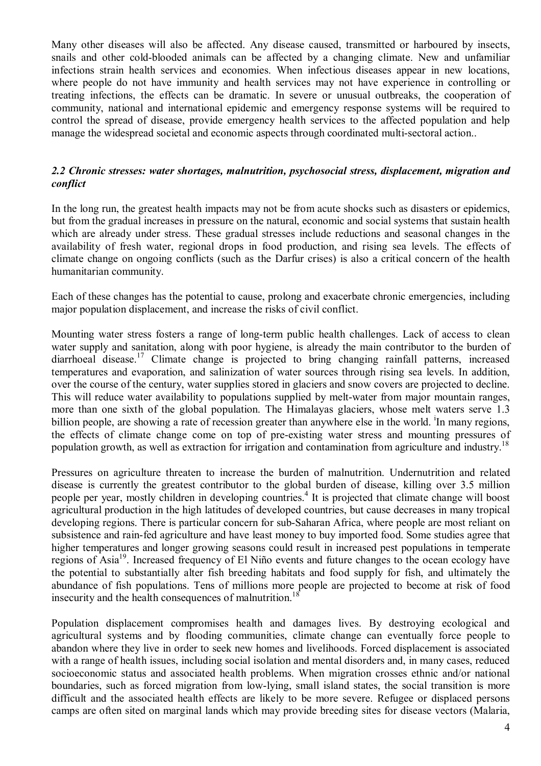Many other diseases will also be affected. Any disease caused, transmitted or harboured by insects, snails and other cold-blooded animals can be affected by a changing climate. New and unfamiliar infections strain health services and economies. When infectious diseases appear in new locations, where people do not have immunity and health services may not have experience in controlling or treating infections, the effects can be dramatic. In severe or unusual outbreaks, the cooperation of community, national and international epidemic and emergency response systems will be required to control the spread of disease, provide emergency health services to the affected population and help manage the widespread societal and economic aspects through coordinated multi-sectoral action..

### *2.2 Chronic stresses: water shortages, malnutrition, psychosocial stress, displacement, migration and conflict*

In the long run, the greatest health impacts may not be from acute shocks such as disasters or epidemics, but from the gradual increases in pressure on the natural, economic and social systems that sustain health which are already under stress. These gradual stresses include reductions and seasonal changes in the availability of fresh water, regional drops in food production, and rising sea levels. The effects of climate change on ongoing conflicts (such as the Darfur crises) is also a critical concern of the health humanitarian community.

Each of these changes has the potential to cause, prolong and exacerbate chronic emergencies, including major population displacement, and increase the risks of civil conflict.

Mounting water stress fosters a range of long-term public health challenges. Lack of access to clean water supply and sanitation, along with poor hygiene, is already the main contributor to the burden of diarrhoeal disease.[17] Climate change is projected to bring changing rainfall patterns, increased temperatures and evaporation, and salinization of water sources through rising sea levels. In addition, over the course of the century, water supplies stored in glaciers and snow covers are projected to decline. This will reduce water availability to populations supplied by melt-water from major mountain ranges, more than one sixth of the global population. The Himalayas glaciers, whose melt waters serve 1.3 billion people, are showing a rate of recession greater than anywhere else in the world. [i]In many regions, the effects of climate change come on top of pre-existing water stress and mounting pressures of population growth, as well as extraction for irrigation and contamination from agriculture and industry.[18]

Pressures on agriculture threaten to increase the burden of malnutrition. Undernutrition and related disease is currently the greatest contributor to the global burden of disease, killing over 3.5 million people per year, mostly children in developing countries.[4] It is projected that climate change will boost agricultural production in the high latitudes of developed countries, but cause decreases in many tropical developing regions. There is particular concern for sub-Saharan Africa, where people are most reliant on subsistence and rain-fed agriculture and have least money to buy imported food. Some studies agree that higher temperatures and longer growing seasons could result in increased pest populations in temperate regions of Asia[19]. Increased frequency of El Niño events and future changes to the ocean ecology have the potential to substantially alter fish breeding habitats and food supply for fish, and ultimately the abundance of fish populations. Tens of millions more people are projected to become at risk of food insecurity and the health consequences of malnutrition.[18]

Population displacement compromises health and damages lives. By destroying ecological and agricultural systems and by flooding communities, climate change can eventually force people to abandon where they live in order to seek new homes and livelihoods. Forced displacement is associated with a range of health issues, including social isolation and mental disorders and, in many cases, reduced socioeconomic status and associated health problems. When migration crosses ethnic and/or national boundaries, such as forced migration from low-lying, small island states, the social transition is more difficult and the associated health effects are likely to be more severe. Refugee or displaced persons camps are often sited on marginal lands which may provide breeding sites for disease vectors (Malaria,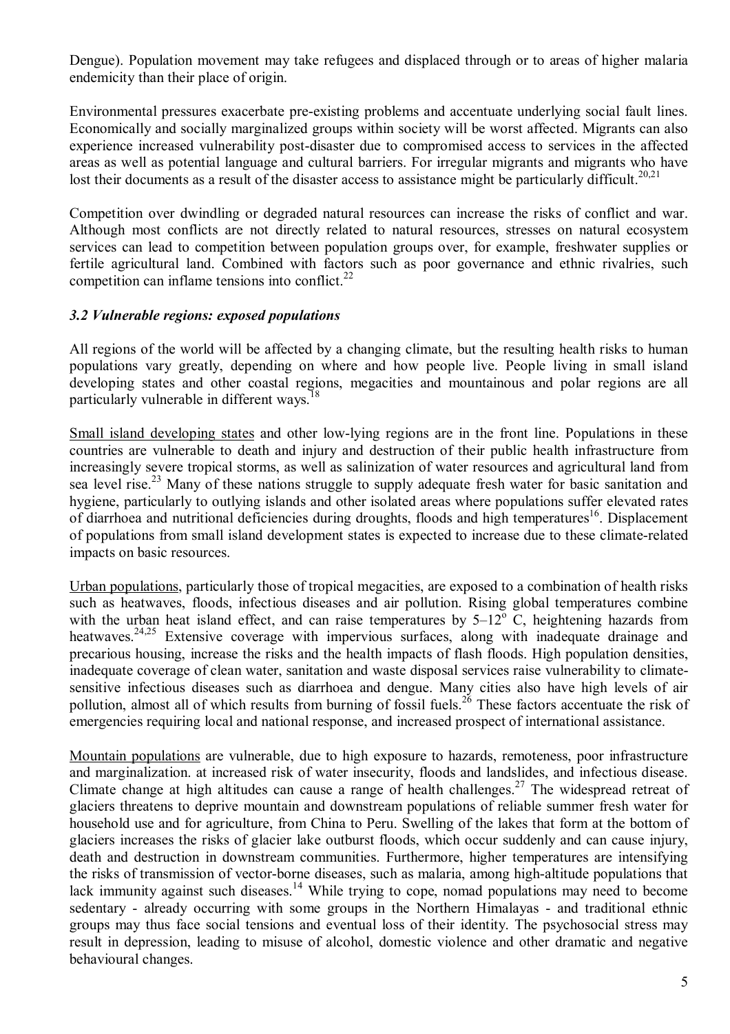Dengue). Population movement may take refugees and displaced through or to areas of higher malaria endemicity than their place of origin.

Environmental pressures exacerbate pre-existing problems and accentuate underlying social fault lines. Economically and socially marginalized groups within society will be worst affected. Migrants can also experience increased vulnerability post-disaster due to compromised access to services in the affected areas as well as potential language and cultural barriers. For irregular migrants and migrants who have lost their documents as a result of the disaster access to assistance might be particularly difficult.[20,21]

Competition over dwindling or degraded natural resources can increase the risks of conflict and war. Although most conflicts are not directly related to natural resources, stresses on natural ecosystem services can lead to competition between population groups over, for example, freshwater supplies or fertile agricultural land. Combined with factors such as poor governance and ethnic rivalries, such competition can inflame tensions into conflict.[22]

### *3.2 Vulnerable regions: exposed populations*

All regions of the world will be affected by a changing climate, but the resulting health risks to human populations vary greatly, depending on where and how people live. People living in small island developing states and other coastal regions, megacities and mountainous and polar regions are all particularly vulnerable in different ways.[18]

Small island developing states and other low-lying regions are in the front line. Populations in these countries are vulnerable to death and injury and destruction of their public health infrastructure from increasingly severe tropical storms, as well as salinization of water resources and agricultural land from sea level rise.[23] Many of these nations struggle to supply adequate fresh water for basic sanitation and hygiene, particularly to outlying islands and other isolated areas where populations suffer elevated rates of diarrhoea and nutritional deficiencies during droughts, floods and high temperatures[16]. Displacement of populations from small island development states is expected to increase due to these climate-related impacts on basic resources.

Urban populations, particularly those of tropical megacities, are exposed to a combination of health risks such as heatwaves, floods, infectious diseases and air pollution. Rising global temperatures combine with the urban heat island effect, and can raise temperatures by 5–12$^{o}$ C, heightening hazards from heatwaves.[24,25] Extensive coverage with impervious surfaces, along with inadequate drainage and precarious housing, increase the risks and the health impacts of flash floods. High population densities, inadequate coverage of clean water, sanitation and waste disposal services raise vulnerability to climate-sensitive infectious diseases such as diarrhoea and dengue. Many cities also have high levels of air pollution, almost all of which results from burning of fossil fuels.[26] These factors accentuate the risk of emergencies requiring local and national response, and increased prospect of international assistance.

Mountain populations are vulnerable, due to high exposure to hazards, remoteness, poor infrastructure and marginalization. at increased risk of water insecurity, floods and landslides, and infectious disease. Climate change at high altitudes can cause a range of health challenges.[27] The widespread retreat of glaciers threatens to deprive mountain and downstream populations of reliable summer fresh water for household use and for agriculture, from China to Peru. Swelling of the lakes that form at the bottom of glaciers increases the risks of glacier lake outburst floods, which occur suddenly and can cause injury, death and destruction in downstream communities. Furthermore, higher temperatures are intensifying the risks of transmission of vector-borne diseases, such as malaria, among high-altitude populations that lack immunity against such diseases.[14] While trying to cope, nomad populations may need to become sedentary - already occurring with some groups in the Northern Himalayas - and traditional ethnic groups may thus face social tensions and eventual loss of their identity. The psychosocial stress may result in depression, leading to misuse of alcohol, domestic violence and other dramatic and negative behavioural changes.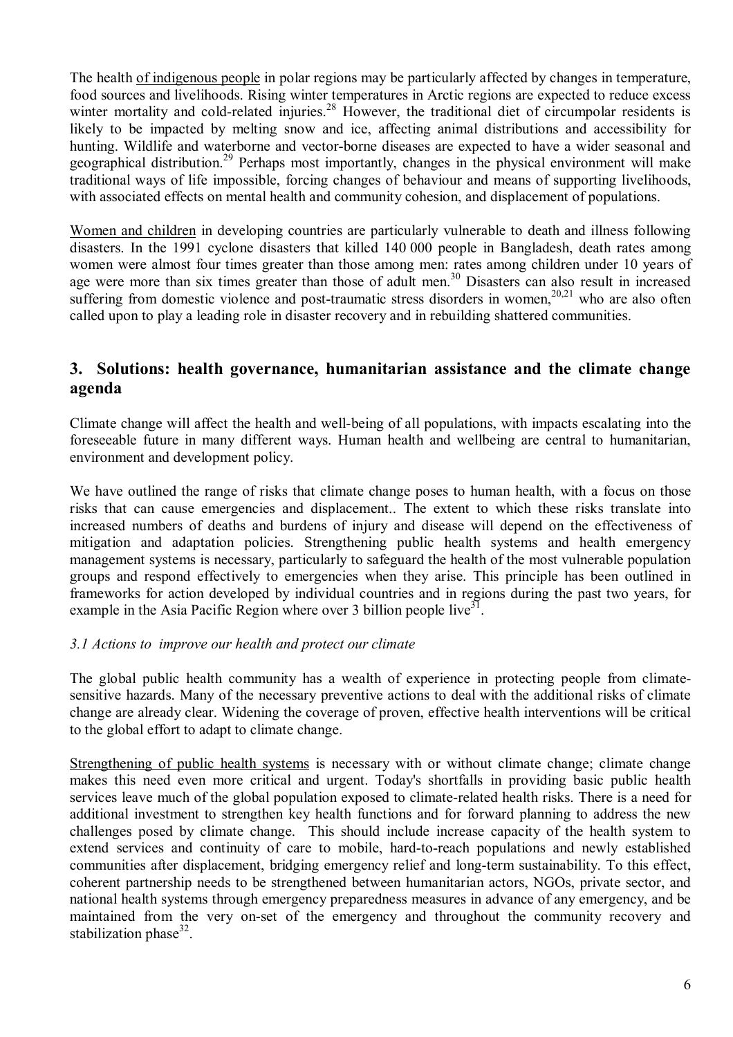The health of indigenous people in polar regions may be particularly affected by changes in temperature, food sources and livelihoods. Rising winter temperatures in Arctic regions are expected to reduce excess winter mortality and cold-related injuries.[28] However, the traditional diet of circumpolar residents is likely to be impacted by melting snow and ice, affecting animal distributions and accessibility for hunting. Wildlife and waterborne and vector-borne diseases are expected to have a wider seasonal and geographical distribution.[29] Perhaps most importantly, changes in the physical environment will make traditional ways of life impossible, forcing changes of behaviour and means of supporting livelihoods, with associated effects on mental health and community cohesion, and displacement of populations.

Women and children in developing countries are particularly vulnerable to death and illness following disasters. In the 1991 cyclone disasters that killed 140 000 people in Bangladesh, death rates among women were almost four times greater than those among men: rates among children under 10 years of age were more than six times greater than those of adult men.[30] Disasters can also result in increased suffering from domestic violence and post-traumatic stress disorders in women,[20,21] who are also often called upon to play a leading role in disaster recovery and in rebuilding shattered communities.

## 3. Solutions: health governance, humanitarian assistance and the climate change agenda

Climate change will affect the health and well-being of all populations, with impacts escalating into the foreseeable future in many different ways. Human health and wellbeing are central to humanitarian, environment and development policy.

We have outlined the range of risks that climate change poses to human health, with a focus on those risks that can cause emergencies and displacement.. The extent to which these risks translate into increased numbers of deaths and burdens of injury and disease will depend on the effectiveness of mitigation and adaptation policies. Strengthening public health systems and health emergency management systems is necessary, particularly to safeguard the health of the most vulnerable population groups and respond effectively to emergencies when they arise. This principle has been outlined in frameworks for action developed by individual countries and in regions during the past two years, for example in the Asia Pacific Region where over 3 billion people live[31].

### *3.1 Actions to improve our health and protect our climate*

The global public health community has a wealth of experience in protecting people from climate-sensitive hazards. Many of the necessary preventive actions to deal with the additional risks of climate change are already clear. Widening the coverage of proven, effective health interventions will be critical to the global effort to adapt to climate change.

Strengthening of public health systems is necessary with or without climate change; climate change makes this need even more critical and urgent. Today's shortfalls in providing basic public health services leave much of the global population exposed to climate-related health risks. There is a need for additional investment to strengthen key health functions and for forward planning to address the new challenges posed by climate change. This should include increase capacity of the health system to extend services and continuity of care to mobile, hard-to-reach populations and newly established communities after displacement, bridging emergency relief and long-term sustainability. To this effect, coherent partnership needs to be strengthened between humanitarian actors, NGOs, private sector, and national health systems through emergency preparedness measures in advance of any emergency, and be maintained from the very on-set of the emergency and throughout the community recovery and stabilization phase[32].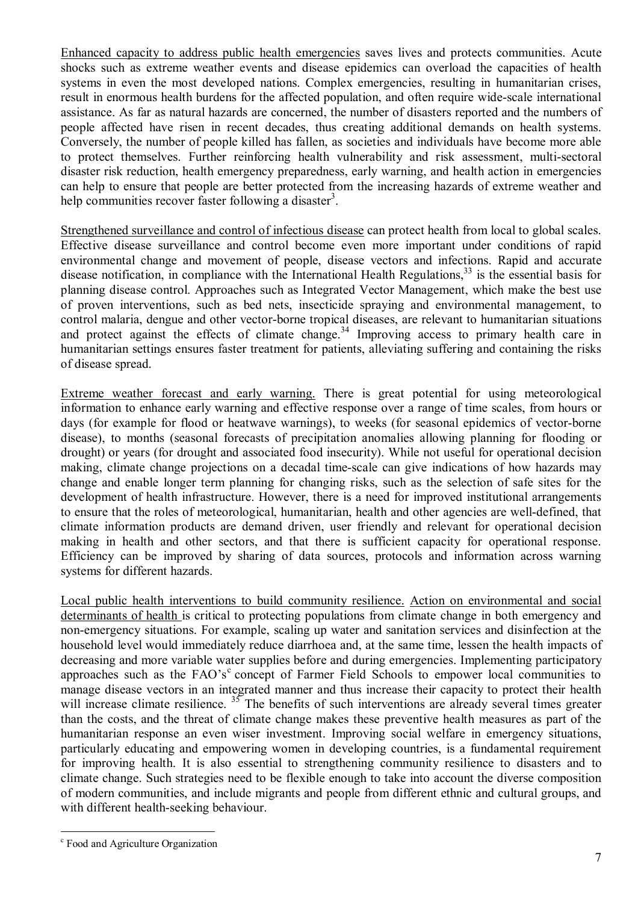Enhanced capacity to address public health emergencies saves lives and protects communities. Acute shocks such as extreme weather events and disease epidemics can overload the capacities of health systems in even the most developed nations. Complex emergencies, resulting in humanitarian crises, result in enormous health burdens for the affected population, and often require wide-scale international assistance. As far as natural hazards are concerned, the number of disasters reported and the numbers of people affected have risen in recent decades, thus creating additional demands on health systems. Conversely, the number of people killed has fallen, as societies and individuals have become more able to protect themselves. Further reinforcing health vulnerability and risk assessment, multi-sectoral disaster risk reduction, health emergency preparedness, early warning, and health action in emergencies can help to ensure that people are better protected from the increasing hazards of extreme weather and help communities recover faster following a disaster[3].

Strengthened surveillance and control of infectious disease can protect health from local to global scales. Effective disease surveillance and control become even more important under conditions of rapid environmental change and movement of people, disease vectors and infections. Rapid and accurate disease notification, in compliance with the International Health Regulations,[33] is the essential basis for planning disease control. Approaches such as Integrated Vector Management, which make the best use of proven interventions, such as bed nets, insecticide spraying and environmental management, to control malaria, dengue and other vector-borne tropical diseases, are relevant to humanitarian situations and protect against the effects of climate change.[34] Improving access to primary health care in humanitarian settings ensures faster treatment for patients, alleviating suffering and containing the risks of disease spread.

Extreme weather forecast and early warning. There is great potential for using meteorological information to enhance early warning and effective response over a range of time scales, from hours or days (for example for flood or heatwave warnings), to weeks (for seasonal epidemics of vector-borne disease), to months (seasonal forecasts of precipitation anomalies allowing planning for flooding or drought) or years (for drought and associated food insecurity). While not useful for operational decision making, climate change projections on a decadal time-scale can give indications of how hazards may change and enable longer term planning for changing risks, such as the selection of safe sites for the development of health infrastructure. However, there is a need for improved institutional arrangements to ensure that the roles of meteorological, humanitarian, health and other agencies are well-defined, that climate information products are demand driven, user friendly and relevant for operational decision making in health and other sectors, and that there is sufficient capacity for operational response. Efficiency can be improved by sharing of data sources, protocols and information across warning systems for different hazards.

Local public health interventions to build community resilience. Action on environmental and social determinants of health is critical to protecting populations from climate change in both emergency and non-emergency situations. For example, scaling up water and sanitation services and disinfection at the household level would immediately reduce diarrhoea and, at the same time, lessen the health impacts of decreasing and more variable water supplies before and during emergencies. Implementing participatory approaches such as the FAO's[c] concept of Farmer Field Schools to empower local communities to manage disease vectors in an integrated manner and thus increase their capacity to protect their health will increase climate resilience. [35] The benefits of such interventions are already several times greater than the costs, and the threat of climate change makes these preventive health measures as part of the humanitarian response an even wiser investment. Improving social welfare in emergency situations, particularly educating and empowering women in developing countries, is a fundamental requirement for improving health. It is also essential to strengthening community resilience to disasters and to climate change. Such strategies need to be flexible enough to take into account the diverse composition of modern communities, and include migrants and people from different ethnic and cultural groups, and with different health-seeking behaviour.

[c] Food and Agriculture Organization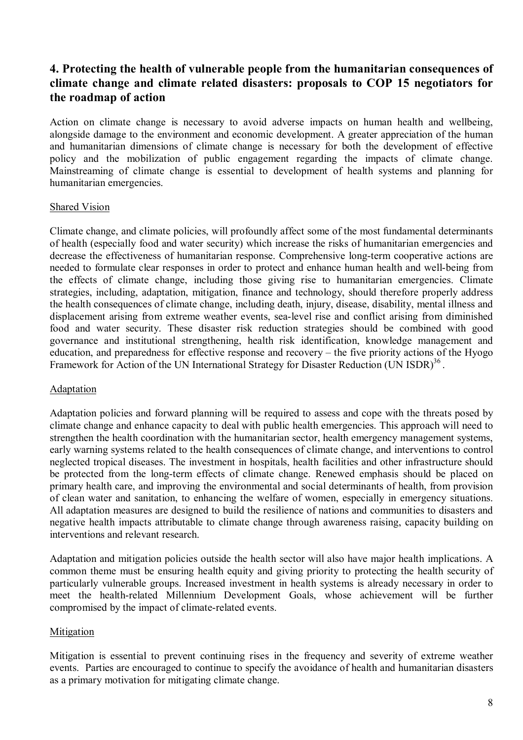## 4. Protecting the health of vulnerable people from the humanitarian consequences of climate change and climate related disasters: proposals to COP 15 negotiators for the roadmap of action

Action on climate change is necessary to avoid adverse impacts on human health and wellbeing, alongside damage to the environment and economic development. A greater appreciation of the human and humanitarian dimensions of climate change is necessary for both the development of effective policy and the mobilization of public engagement regarding the impacts of climate change. Mainstreaming of climate change is essential to development of health systems and planning for humanitarian emergencies.

### Shared Vision

Climate change, and climate policies, will profoundly affect some of the most fundamental determinants of health (especially food and water security) which increase the risks of humanitarian emergencies and decrease the effectiveness of humanitarian response. Comprehensive long-term cooperative actions are needed to formulate clear responses in order to protect and enhance human health and well-being from the effects of climate change, including those giving rise to humanitarian emergencies. Climate strategies, including, adaptation, mitigation, finance and technology, should therefore properly address the health consequences of climate change, including death, injury, disease, disability, mental illness and displacement arising from extreme weather events, sea-level rise and conflict arising from diminished food and water security. These disaster risk reduction strategies should be combined with good governance and institutional strengthening, health risk identification, knowledge management and education, and preparedness for effective response and recovery – the five priority actions of the Hyogo Framework for Action of the UN International Strategy for Disaster Reduction (UN ISDR)[36] .

### Adaptation

Adaptation policies and forward planning will be required to assess and cope with the threats posed by climate change and enhance capacity to deal with public health emergencies. This approach will need to strengthen the health coordination with the humanitarian sector, health emergency management systems, early warning systems related to the health consequences of climate change, and interventions to control neglected tropical diseases. The investment in hospitals, health facilities and other infrastructure should be protected from the long-term effects of climate change. Renewed emphasis should be placed on primary health care, and improving the environmental and social determinants of health, from provision of clean water and sanitation, to enhancing the welfare of women, especially in emergency situations. All adaptation measures are designed to build the resilience of nations and communities to disasters and negative health impacts attributable to climate change through awareness raising, capacity building on interventions and relevant research.

Adaptation and mitigation policies outside the health sector will also have major health implications. A common theme must be ensuring health equity and giving priority to protecting the health security of particularly vulnerable groups. Increased investment in health systems is already necessary in order to meet the health-related Millennium Development Goals, whose achievement will be further compromised by the impact of climate-related events.

### Mitigation

Mitigation is essential to prevent continuing rises in the frequency and severity of extreme weather events. Parties are encouraged to continue to specify the avoidance of health and humanitarian disasters as a primary motivation for mitigating climate change.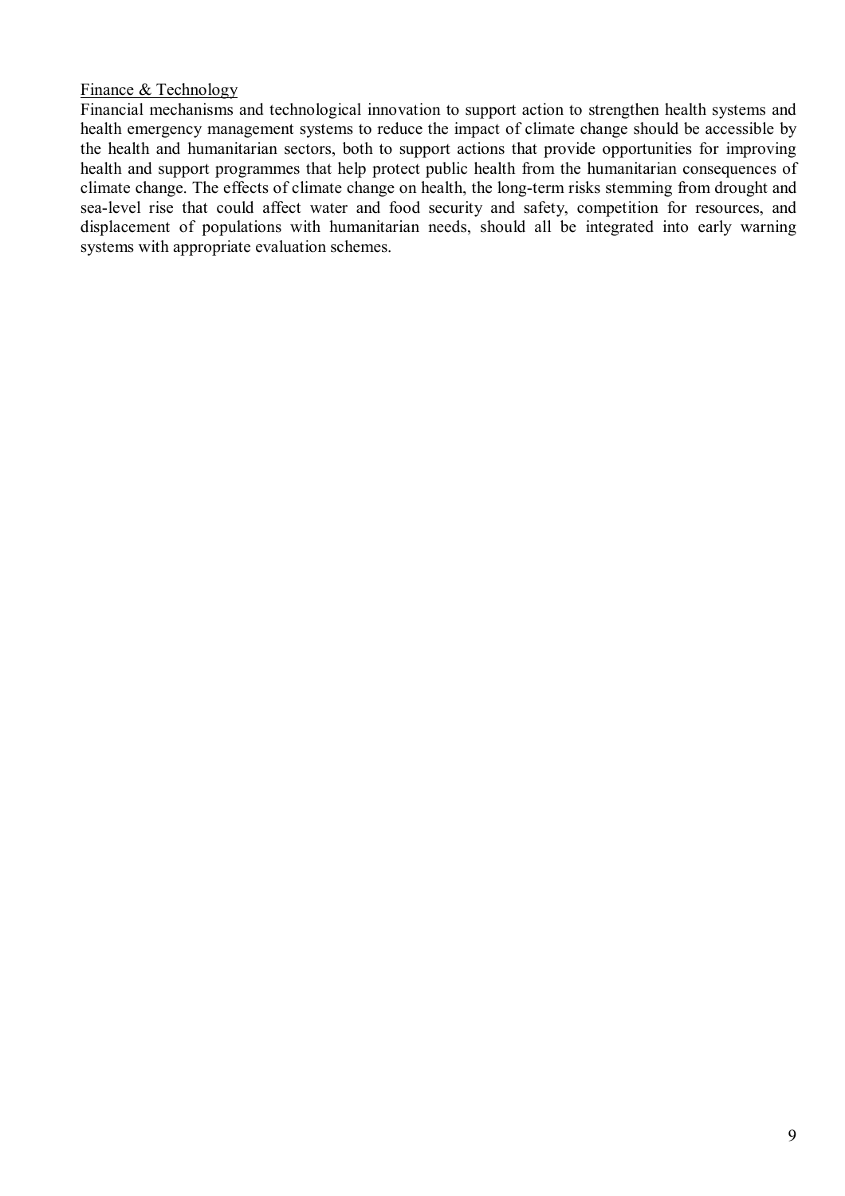Finance & Technology

Financial mechanisms and technological innovation to support action to strengthen health systems and health emergency management systems to reduce the impact of climate change should be accessible by the health and humanitarian sectors, both to support actions that provide opportunities for improving health and support programmes that help protect public health from the humanitarian consequences of climate change. The effects of climate change on health, the long-term risks stemming from drought and sea-level rise that could affect water and food security and safety, competition for resources, and displacement of populations with humanitarian needs, should all be integrated into early warning systems with appropriate evaluation schemes.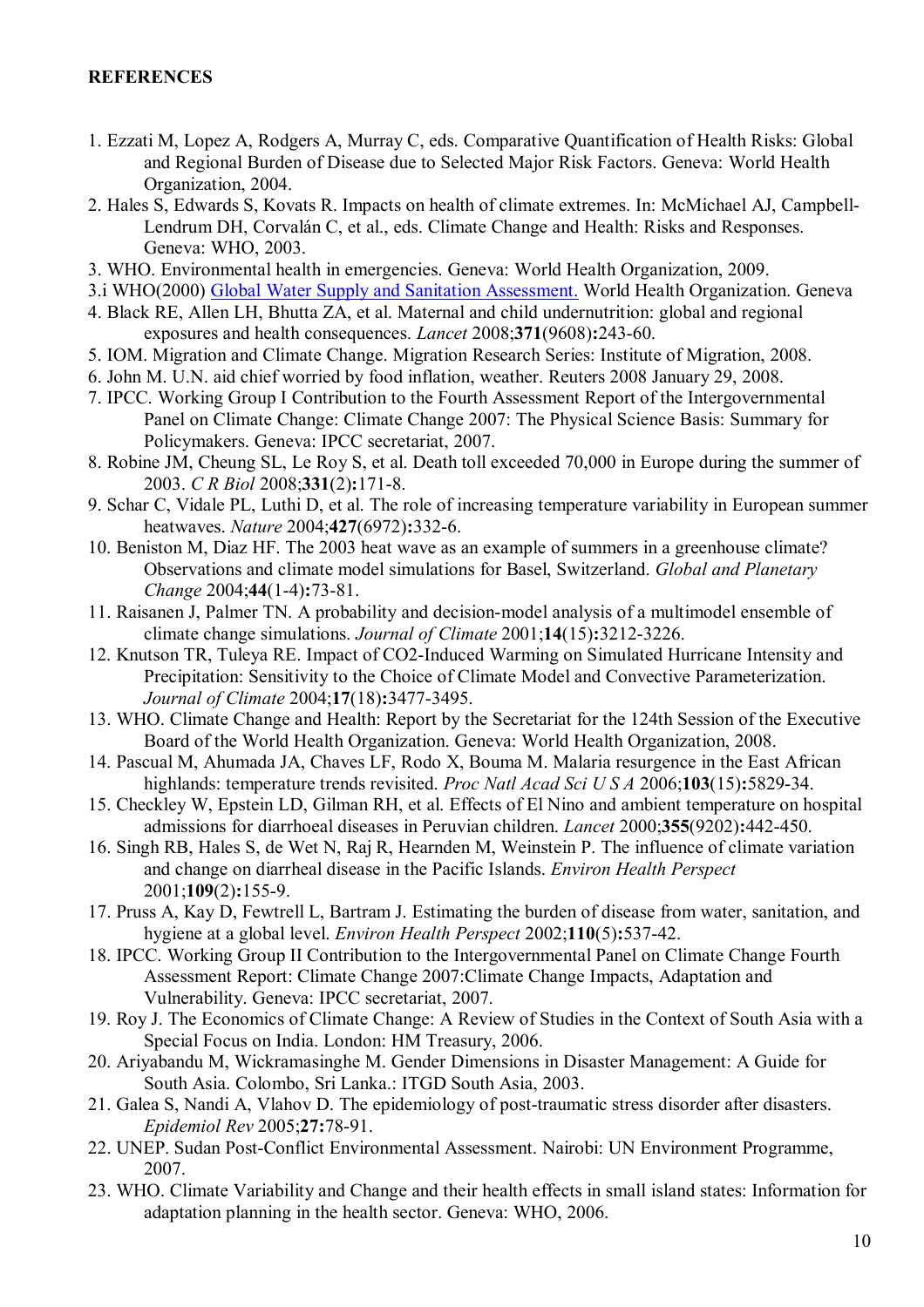## REFERENCES

1. Ezzati M, Lopez A, Rodgers A, Murray C, eds. Comparative Quantification of Health Risks: Global and Regional Burden of Disease due to Selected Major Risk Factors. Geneva: World Health Organization, 2004.
2. Hales S, Edwards S, Kovats R. Impacts on health of climate extremes. In: McMichael AJ, Campbell-Lendrum DH, Corvalán C, et al., eds. Climate Change and Health: Risks and Responses. Geneva: WHO, 2003.
3. WHO. Environmental health in emergencies. Geneva: World Health Organization, 2009.

3.i WHO(2000) Global Water Supply and Sanitation Assessment. World Health Organization. Geneva

4. Black RE, Allen LH, Bhutta ZA, et al. Maternal and child undernutrition: global and regional exposures and health consequences. *Lancet* 2008;**371**(9608)**:**243-60.
5. IOM. Migration and Climate Change. Migration Research Series: Institute of Migration, 2008.
6. John M. U.N. aid chief worried by food inflation, weather. Reuters 2008 January 29, 2008.
7. IPCC. Working Group I Contribution to the Fourth Assessment Report of the Intergovernmental Panel on Climate Change: Climate Change 2007: The Physical Science Basis: Summary for Policymakers. Geneva: IPCC secretariat, 2007.
8. Robine JM, Cheung SL, Le Roy S, et al. Death toll exceeded 70,000 in Europe during the summer of 2003. *C R Biol* 2008;**331**(2)**:**171-8.
9. Schar C, Vidale PL, Luthi D, et al. The role of increasing temperature variability in European summer heatwaves. *Nature* 2004;**427**(6972)**:**332-6.
10. Beniston M, Diaz HF. The 2003 heat wave as an example of summers in a greenhouse climate? Observations and climate model simulations for Basel, Switzerland. *Global and Planetary Change* 2004;**44**(1-4)**:**73-81.
11. Raisanen J, Palmer TN. A probability and decision-model analysis of a multimodel ensemble of climate change simulations. *Journal of Climate* 2001;**14**(15)**:**3212-3226.
12. Knutson TR, Tuleya RE. Impact of CO2-Induced Warming on Simulated Hurricane Intensity and Precipitation: Sensitivity to the Choice of Climate Model and Convective Parameterization. *Journal of Climate* 2004;**17**(18)**:**3477-3495.
13. WHO. Climate Change and Health: Report by the Secretariat for the 124th Session of the Executive Board of the World Health Organization. Geneva: World Health Organization, 2008.
14. Pascual M, Ahumada JA, Chaves LF, Rodo X, Bouma M. Malaria resurgence in the East African highlands: temperature trends revisited. *Proc Natl Acad Sci U S A* 2006;**103**(15)**:**5829-34.
15. Checkley W, Epstein LD, Gilman RH, et al. Effects of El Nino and ambient temperature on hospital admissions for diarrhoeal diseases in Peruvian children. *Lancet* 2000;**355**(9202)**:**442-450.
16. Singh RB, Hales S, de Wet N, Raj R, Hearnden M, Weinstein P. The influence of climate variation and change on diarrheal disease in the Pacific Islands. *Environ Health Perspect* 2001;**109**(2)**:**155-9.
17. Pruss A, Kay D, Fewtrell L, Bartram J. Estimating the burden of disease from water, sanitation, and hygiene at a global level. *Environ Health Perspect* 2002;**110**(5)**:**537-42.
18. IPCC. Working Group II Contribution to the Intergovernmental Panel on Climate Change Fourth Assessment Report: Climate Change 2007:Climate Change Impacts, Adaptation and Vulnerability. Geneva: IPCC secretariat, 2007.
19. Roy J. The Economics of Climate Change: A Review of Studies in the Context of South Asia with a Special Focus on India. London: HM Treasury, 2006.
20. Ariyabandu M, Wickramasinghe M. Gender Dimensions in Disaster Management: A Guide for South Asia. Colombo, Sri Lanka.: ITGD South Asia, 2003.
21. Galea S, Nandi A, Vlahov D. The epidemiology of post-traumatic stress disorder after disasters. *Epidemiol Rev* 2005;**27:**78-91.
22. UNEP. Sudan Post-Conflict Environmental Assessment. Nairobi: UN Environment Programme, 2007.
23. WHO. Climate Variability and Change and their health effects in small island states: Information for adaptation planning in the health sector. Geneva: WHO, 2006.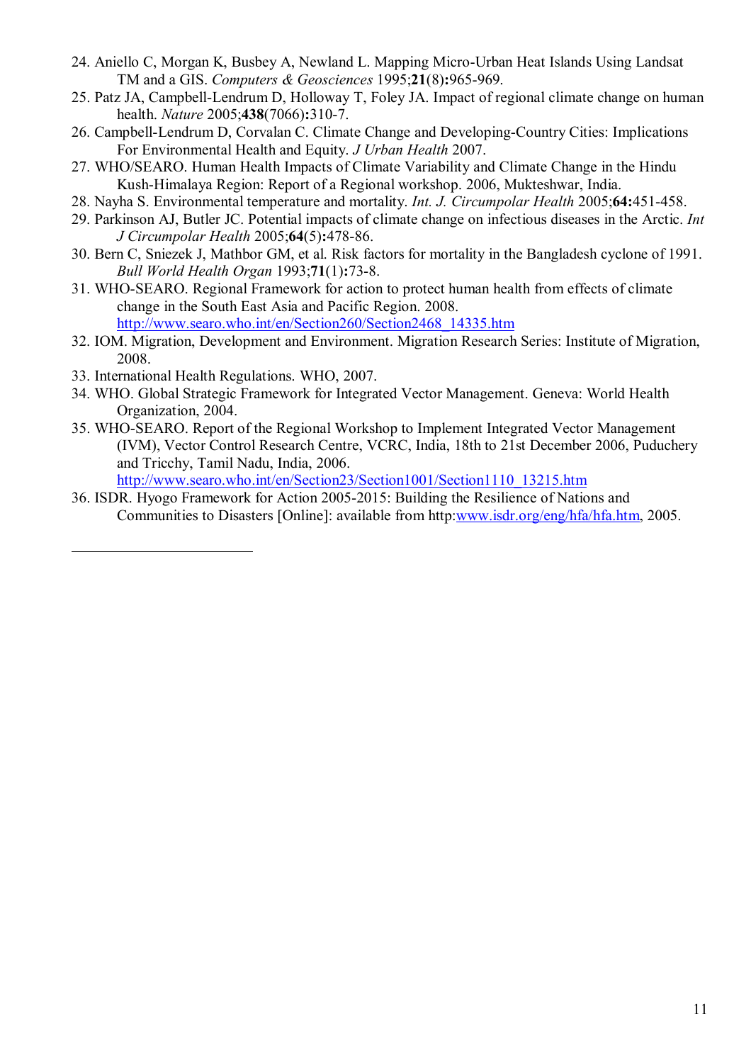24. Aniello C, Morgan K, Busbey A, Newland L. Mapping Micro-Urban Heat Islands Using Landsat TM and a GIS. *Computers & Geosciences* 1995;**21**(8)**:**965-969.
25. Patz JA, Campbell-Lendrum D, Holloway T, Foley JA. Impact of regional climate change on human health. *Nature* 2005;**438**(7066)**:**310-7.
26. Campbell-Lendrum D, Corvalan C. Climate Change and Developing-Country Cities: Implications For Environmental Health and Equity. *J Urban Health* 2007.
27. WHO/SEARO. Human Health Impacts of Climate Variability and Climate Change in the Hindu Kush-Himalaya Region: Report of a Regional workshop. 2006, Mukteshwar, India.
28. Nayha S. Environmental temperature and mortality. *Int. J. Circumpolar Health* 2005;**64:**451-458.
29. Parkinson AJ, Butler JC. Potential impacts of climate change on infectious diseases in the Arctic. *Int J Circumpolar Health* 2005;**64**(5)**:**478-86.
30. Bern C, Sniezek J, Mathbor GM, et al. Risk factors for mortality in the Bangladesh cyclone of 1991. *Bull World Health Organ* 1993;**71**(1)**:**73-8.
31. WHO-SEARO. Regional Framework for action to protect human health from effects of climate change in the South East Asia and Pacific Region. 2008. http://www.searo.who.int/en/Section260/Section2468_14335.htm
32. IOM. Migration, Development and Environment. Migration Research Series: Institute of Migration, 2008.
33. International Health Regulations. WHO, 2007.
34. WHO. Global Strategic Framework for Integrated Vector Management. Geneva: World Health Organization, 2004.
35. WHO-SEARO. Report of the Regional Workshop to Implement Integrated Vector Management (IVM), Vector Control Research Centre, VCRC, India, 18th to 21st December 2006, Puduchery and Tricchy, Tamil Nadu, India, 2006. http://www.searo.who.int/en/Section23/Section1001/Section1110_13215.htm
36. ISDR. Hyogo Framework for Action 2005-2015: Building the Resilience of Nations and Communities to Disasters [Online]: available from http:www.isdr.org/eng/hfa/hfa.htm, 2005.